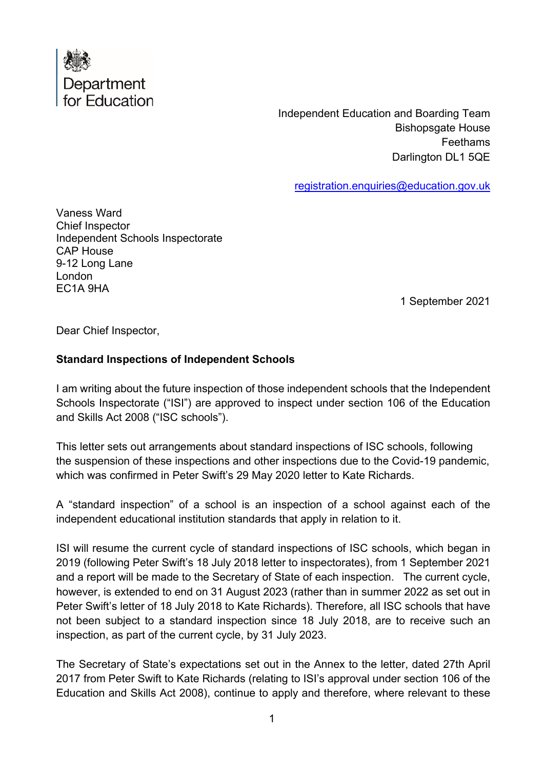Department for Education

Independent Education and Boarding Team
Bishopsgate House
Feethams
Darlington DL1 5QE

registration.enquiries@education.gov.uk

Vaness Ward
Chief Inspector
Independent Schools Inspectorate
CAP House
9-12 Long Lane
London
EC1A 9HA

1 September 2021

Dear Chief Inspector,

**Standard Inspections of Independent Schools**

I am writing about the future inspection of those independent schools that the Independent Schools Inspectorate ("ISI") are approved to inspect under section 106 of the Education and Skills Act 2008 ("ISC schools").

This letter sets out arrangements about standard inspections of ISC schools, following the suspension of these inspections and other inspections due to the Covid-19 pandemic, which was confirmed in Peter Swift's 29 May 2020 letter to Kate Richards.

A "standard inspection" of a school is an inspection of a school against each of the independent educational institution standards that apply in relation to it.

ISI will resume the current cycle of standard inspections of ISC schools, which began in 2019 (following Peter Swift's 18 July 2018 letter to inspectorates), from 1 September 2021 and a report will be made to the Secretary of State of each inspection. The current cycle, however, is extended to end on 31 August 2023 (rather than in summer 2022 as set out in Peter Swift's letter of 18 July 2018 to Kate Richards). Therefore, all ISC schools that have not been subject to a standard inspection since 18 July 2018, are to receive such an inspection, as part of the current cycle, by 31 July 2023.

The Secretary of State's expectations set out in the Annex to the letter, dated 27th April 2017 from Peter Swift to Kate Richards (relating to ISI's approval under section 106 of the Education and Skills Act 2008), continue to apply and therefore, where relevant to these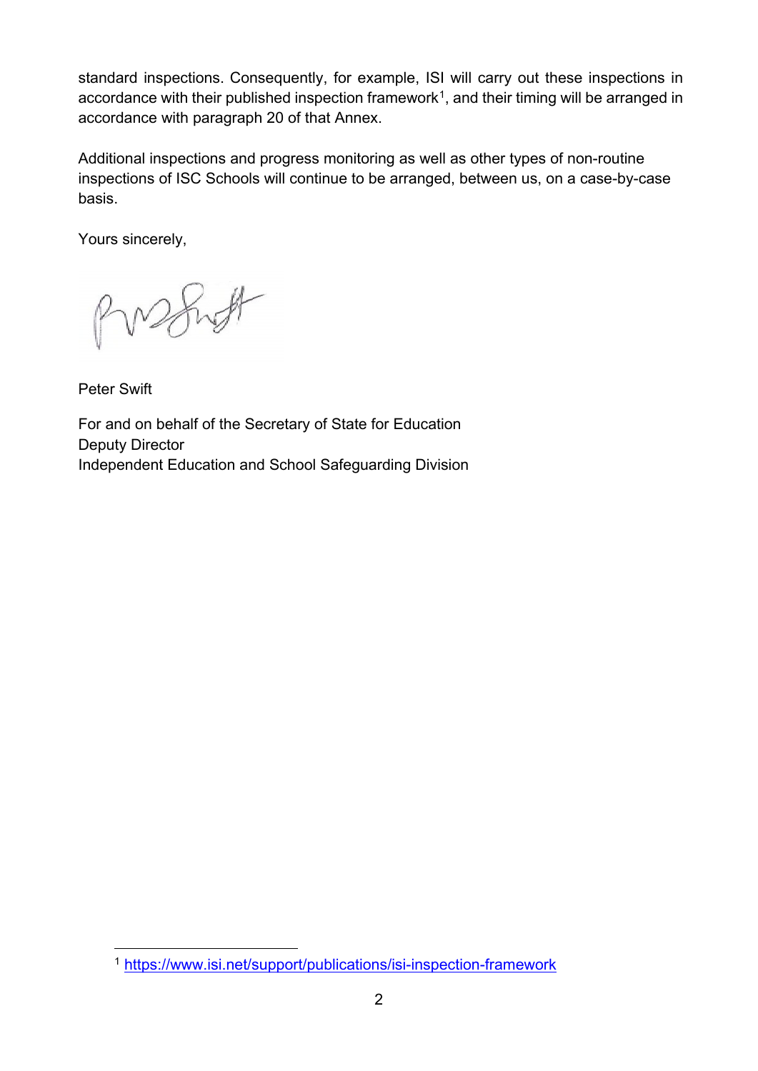standard inspections. Consequently, for example, ISI will carry out these inspections in accordance with their published inspection framework[1], and their timing will be arranged in accordance with paragraph 20 of that Annex.

Additional inspections and progress monitoring as well as other types of non-routine inspections of ISC Schools will continue to be arranged, between us, on a case-by-case basis.

Yours sincerely,

Peter Swift

For and on behalf of the Secretary of State for Education
Deputy Director
Independent Education and School Safeguarding Division

[1] https://www.isi.net/support/publications/isi-inspection-framework